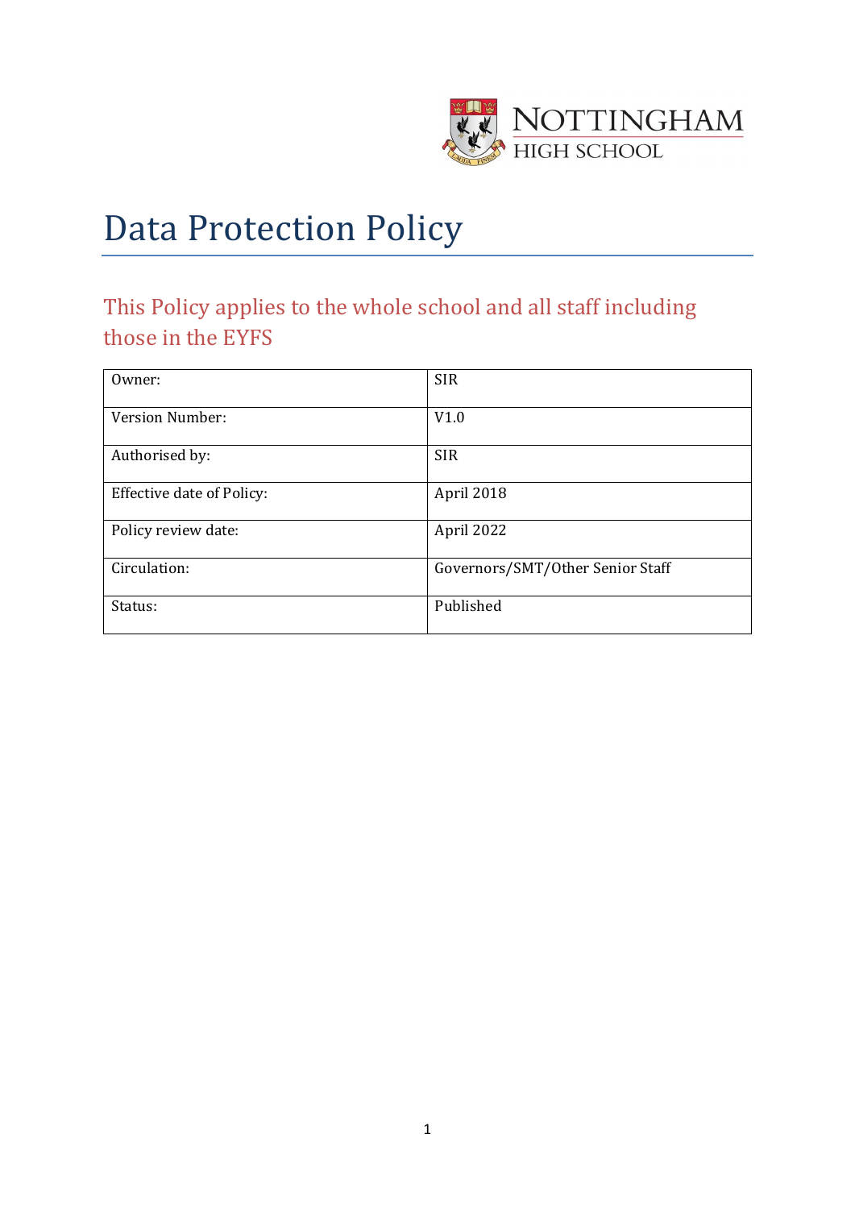NOTTINGHAM HIGH SCHOOL

# Data Protection Policy

## This Policy applies to the whole school and all staff including those in the EYFS

| Owner: | SIR |
|---|---|
| Version Number: | V1.0 |
| Authorised by: | SIR |
| Effective date of Policy: | April 2018 |
| Policy review date: | April 2022 |
| Circulation: | Governors/SMT/Other Senior Staff |
| Status: | Published |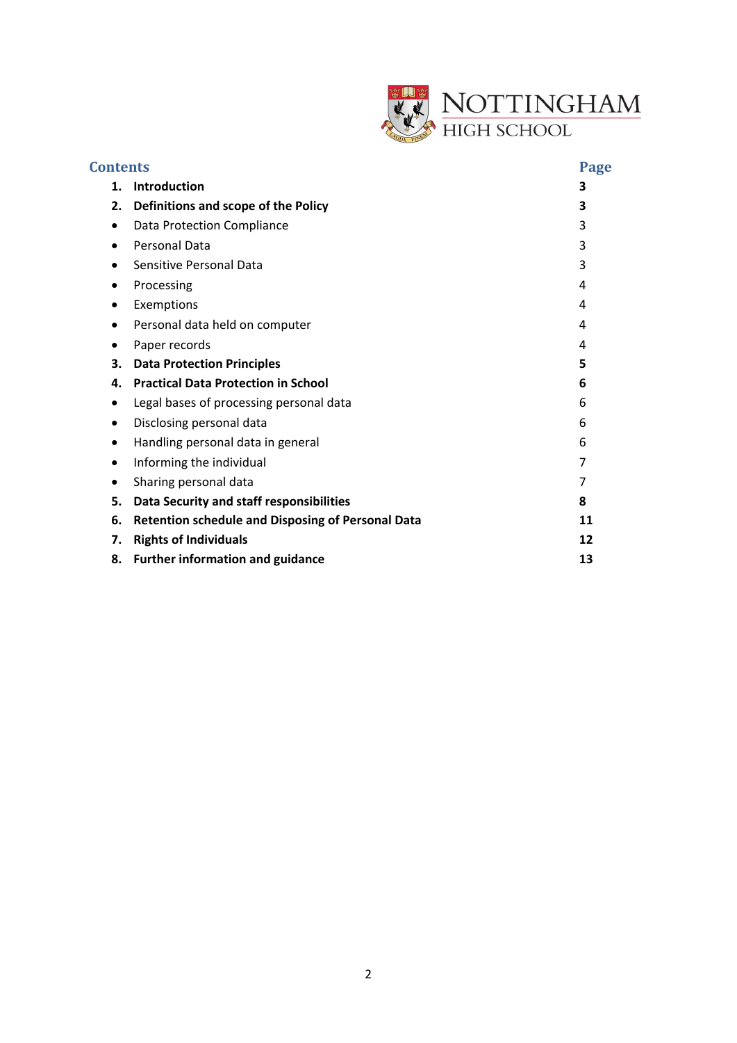NOTTINGHAM HIGH SCHOOL

## Contents

| Contents | Page |
|---|---|
| **1. Introduction** | **3** |
| **2. Definitions and scope of the Policy** | **3** |
| • Data Protection Compliance | 3 |
| • Personal Data | 3 |
| • Sensitive Personal Data | 3 |
| • Processing | 4 |
| • Exemptions | 4 |
| • Personal data held on computer | 4 |
| • Paper records | 4 |
| **3. Data Protection Principles** | **5** |
| **4. Practical Data Protection in School** | **6** |
| • Legal bases of processing personal data | 6 |
| • Disclosing personal data | 6 |
| • Handling personal data in general | 6 |
| • Informing the individual | 7 |
| • Sharing personal data | 7 |
| **5. Data Security and staff responsibilities** | **8** |
| **6. Retention schedule and Disposing of Personal Data** | **11** |
| **7. Rights of Individuals** | **12** |
| **8. Further information and guidance** | **13** |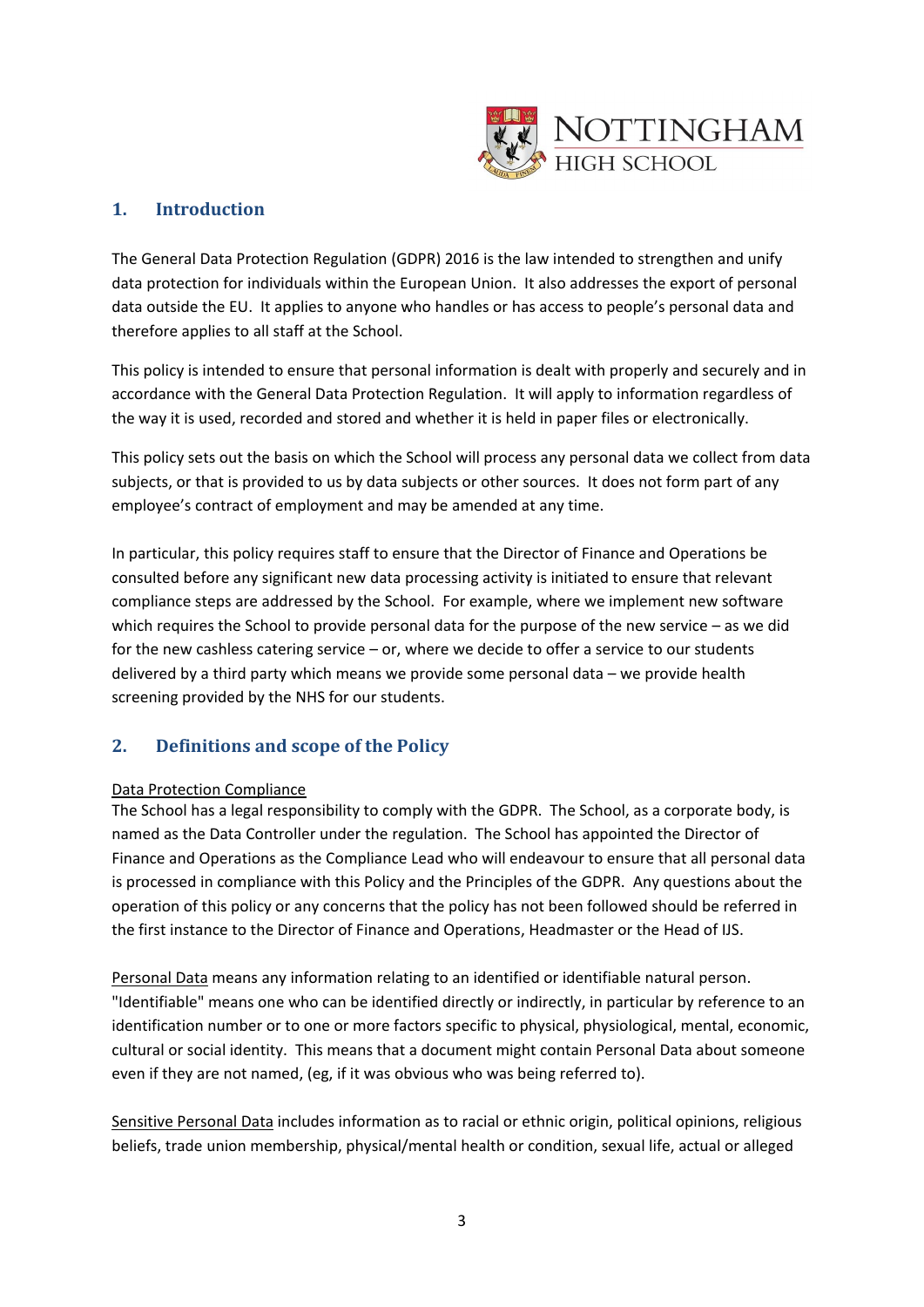## 1. Introduction

The General Data Protection Regulation (GDPR) 2016 is the law intended to strengthen and unify data protection for individuals within the European Union. It also addresses the export of personal data outside the EU. It applies to anyone who handles or has access to people's personal data and therefore applies to all staff at the School.

This policy is intended to ensure that personal information is dealt with properly and securely and in accordance with the General Data Protection Regulation. It will apply to information regardless of the way it is used, recorded and stored and whether it is held in paper files or electronically.

This policy sets out the basis on which the School will process any personal data we collect from data subjects, or that is provided to us by data subjects or other sources. It does not form part of any employee's contract of employment and may be amended at any time.

In particular, this policy requires staff to ensure that the Director of Finance and Operations be consulted before any significant new data processing activity is initiated to ensure that relevant compliance steps are addressed by the School. For example, where we implement new software which requires the School to provide personal data for the purpose of the new service – as we did for the new cashless catering service – or, where we decide to offer a service to our students delivered by a third party which means we provide some personal data – we provide health screening provided by the NHS for our students.

## 2. Definitions and scope of the Policy

Data Protection Compliance
The School has a legal responsibility to comply with the GDPR. The School, as a corporate body, is named as the Data Controller under the regulation. The School has appointed the Director of Finance and Operations as the Compliance Lead who will endeavour to ensure that all personal data is processed in compliance with this Policy and the Principles of the GDPR. Any questions about the operation of this policy or any concerns that the policy has not been followed should be referred in the first instance to the Director of Finance and Operations, Headmaster or the Head of IJS.

Personal Data means any information relating to an identified or identifiable natural person. "Identifiable" means one who can be identified directly or indirectly, in particular by reference to an identification number or to one or more factors specific to physical, physiological, mental, economic, cultural or social identity. This means that a document might contain Personal Data about someone even if they are not named, (eg, if it was obvious who was being referred to).

Sensitive Personal Data includes information as to racial or ethnic origin, political opinions, religious beliefs, trade union membership, physical/mental health or condition, sexual life, actual or alleged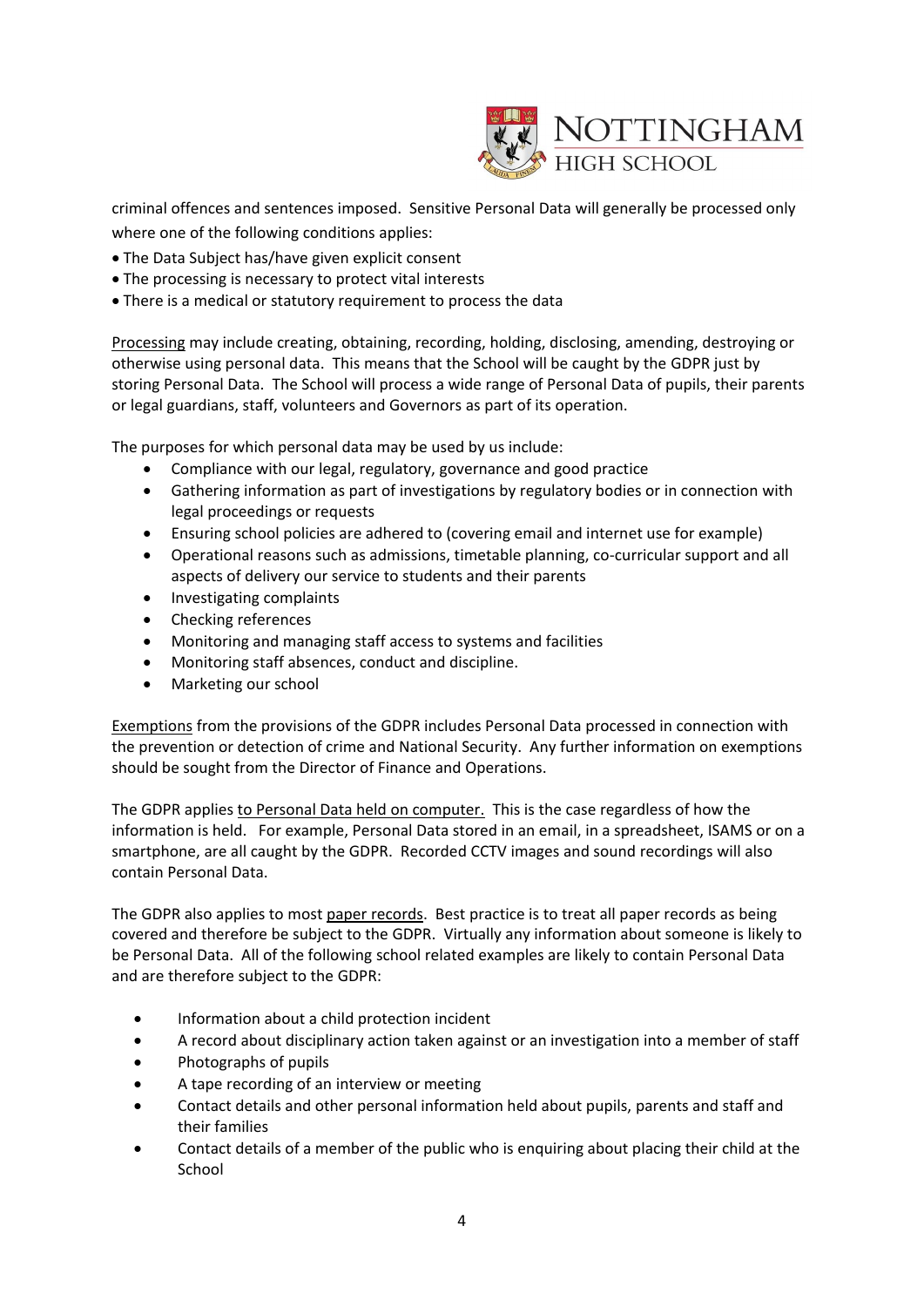criminal offences and sentences imposed. Sensitive Personal Data will generally be processed only where one of the following conditions applies:

- The Data Subject has/have given explicit consent
- The processing is necessary to protect vital interests
- There is a medical or statutory requirement to process the data

Processing may include creating, obtaining, recording, holding, disclosing, amending, destroying or otherwise using personal data. This means that the School will be caught by the GDPR just by storing Personal Data. The School will process a wide range of Personal Data of pupils, their parents or legal guardians, staff, volunteers and Governors as part of its operation.

The purposes for which personal data may be used by us include:

- Compliance with our legal, regulatory, governance and good practice
- Gathering information as part of investigations by regulatory bodies or in connection with legal proceedings or requests
- Ensuring school policies are adhered to (covering email and internet use for example)
- Operational reasons such as admissions, timetable planning, co-curricular support and all aspects of delivery our service to students and their parents
- Investigating complaints
- Checking references
- Monitoring and managing staff access to systems and facilities
- Monitoring staff absences, conduct and discipline.
- Marketing our school

Exemptions from the provisions of the GDPR includes Personal Data processed in connection with the prevention or detection of crime and National Security. Any further information on exemptions should be sought from the Director of Finance and Operations.

The GDPR applies to Personal Data held on computer. This is the case regardless of how the information is held. For example, Personal Data stored in an email, in a spreadsheet, ISAMS or on a smartphone, are all caught by the GDPR. Recorded CCTV images and sound recordings will also contain Personal Data.

The GDPR also applies to most paper records. Best practice is to treat all paper records as being covered and therefore be subject to the GDPR. Virtually any information about someone is likely to be Personal Data. All of the following school related examples are likely to contain Personal Data and are therefore subject to the GDPR:

- Information about a child protection incident
- A record about disciplinary action taken against or an investigation into a member of staff
- Photographs of pupils
- A tape recording of an interview or meeting
- Contact details and other personal information held about pupils, parents and staff and their families
- Contact details of a member of the public who is enquiring about placing their child at the School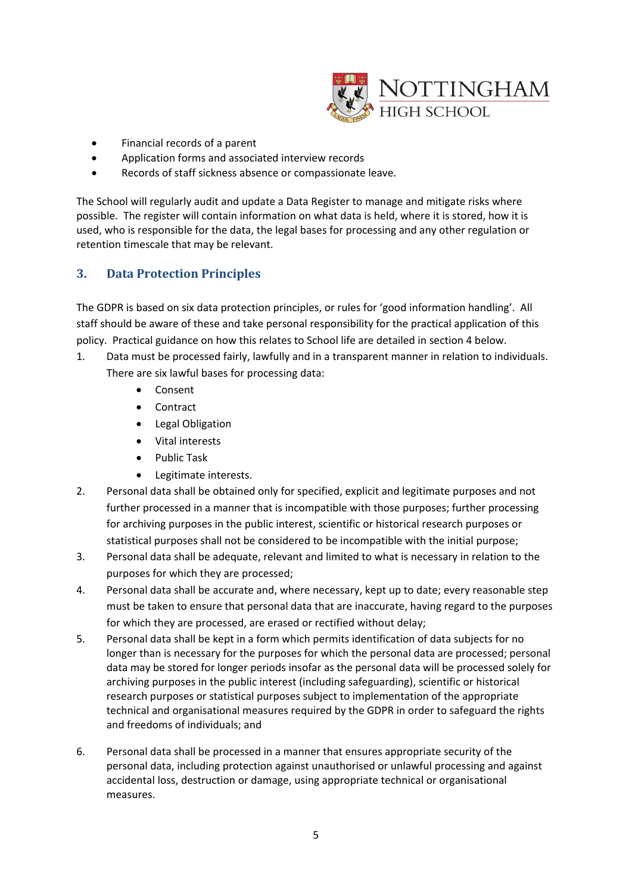- Financial records of a parent
- Application forms and associated interview records
- Records of staff sickness absence or compassionate leave.

The School will regularly audit and update a Data Register to manage and mitigate risks where possible. The register will contain information on what data is held, where it is stored, how it is used, who is responsible for the data, the legal bases for processing and any other regulation or retention timescale that may be relevant.

## 3. Data Protection Principles

The GDPR is based on six data protection principles, or rules for 'good information handling'. All staff should be aware of these and take personal responsibility for the practical application of this policy. Practical guidance on how this relates to School life are detailed in section 4 below.

1. Data must be processed fairly, lawfully and in a transparent manner in relation to individuals. There are six lawful bases for processing data:
    - Consent
    - Contract
    - Legal Obligation
    - Vital interests
    - Public Task
    - Legitimate interests.
2. Personal data shall be obtained only for specified, explicit and legitimate purposes and not further processed in a manner that is incompatible with those purposes; further processing for archiving purposes in the public interest, scientific or historical research purposes or statistical purposes shall not be considered to be incompatible with the initial purpose;
3. Personal data shall be adequate, relevant and limited to what is necessary in relation to the purposes for which they are processed;
4. Personal data shall be accurate and, where necessary, kept up to date; every reasonable step must be taken to ensure that personal data that are inaccurate, having regard to the purposes for which they are processed, are erased or rectified without delay;
5. Personal data shall be kept in a form which permits identification of data subjects for no longer than is necessary for the purposes for which the personal data are processed; personal data may be stored for longer periods insofar as the personal data will be processed solely for archiving purposes in the public interest (including safeguarding), scientific or historical research purposes or statistical purposes subject to implementation of the appropriate technical and organisational measures required by the GDPR in order to safeguard the rights and freedoms of individuals; and
6. Personal data shall be processed in a manner that ensures appropriate security of the personal data, including protection against unauthorised or unlawful processing and against accidental loss, destruction or damage, using appropriate technical or organisational measures.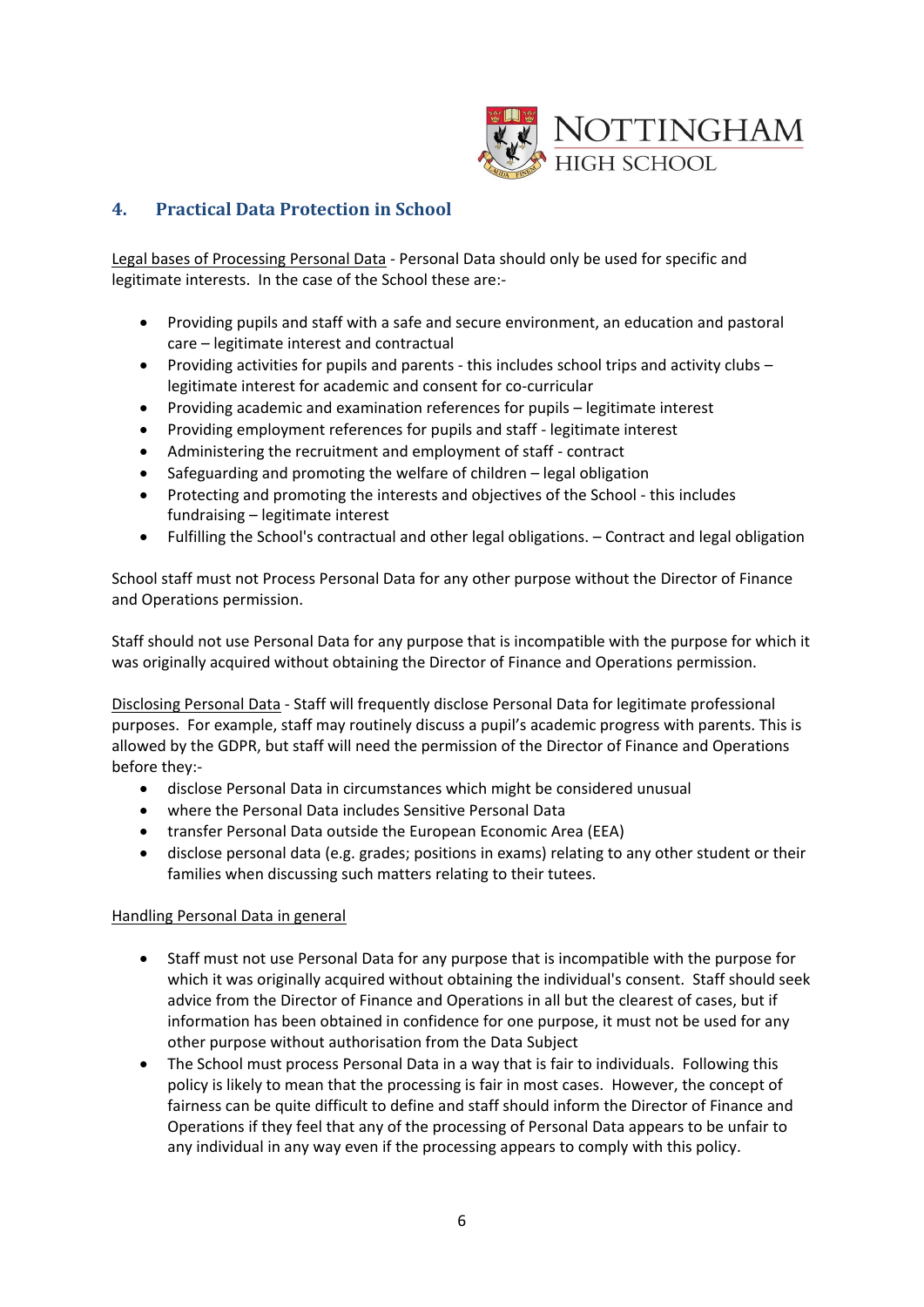## 4. Practical Data Protection in School

Legal bases of Processing Personal Data - Personal Data should only be used for specific and legitimate interests. In the case of the School these are:-

- Providing pupils and staff with a safe and secure environment, an education and pastoral care – legitimate interest and contractual
- Providing activities for pupils and parents - this includes school trips and activity clubs – legitimate interest for academic and consent for co-curricular
- Providing academic and examination references for pupils – legitimate interest
- Providing employment references for pupils and staff - legitimate interest
- Administering the recruitment and employment of staff - contract
- Safeguarding and promoting the welfare of children – legal obligation
- Protecting and promoting the interests and objectives of the School - this includes fundraising – legitimate interest
- Fulfilling the School's contractual and other legal obligations. – Contract and legal obligation

School staff must not Process Personal Data for any other purpose without the Director of Finance and Operations permission.

Staff should not use Personal Data for any purpose that is incompatible with the purpose for which it was originally acquired without obtaining the Director of Finance and Operations permission.

Disclosing Personal Data - Staff will frequently disclose Personal Data for legitimate professional purposes. For example, staff may routinely discuss a pupil's academic progress with parents. This is allowed by the GDPR, but staff will need the permission of the Director of Finance and Operations before they:-

- disclose Personal Data in circumstances which might be considered unusual
- where the Personal Data includes Sensitive Personal Data
- transfer Personal Data outside the European Economic Area (EEA)
- disclose personal data (e.g. grades; positions in exams) relating to any other student or their families when discussing such matters relating to their tutees.

Handling Personal Data in general

- Staff must not use Personal Data for any purpose that is incompatible with the purpose for which it was originally acquired without obtaining the individual's consent. Staff should seek advice from the Director of Finance and Operations in all but the clearest of cases, but if information has been obtained in confidence for one purpose, it must not be used for any other purpose without authorisation from the Data Subject
- The School must process Personal Data in a way that is fair to individuals. Following this policy is likely to mean that the processing is fair in most cases. However, the concept of fairness can be quite difficult to define and staff should inform the Director of Finance and Operations if they feel that any of the processing of Personal Data appears to be unfair to any individual in any way even if the processing appears to comply with this policy.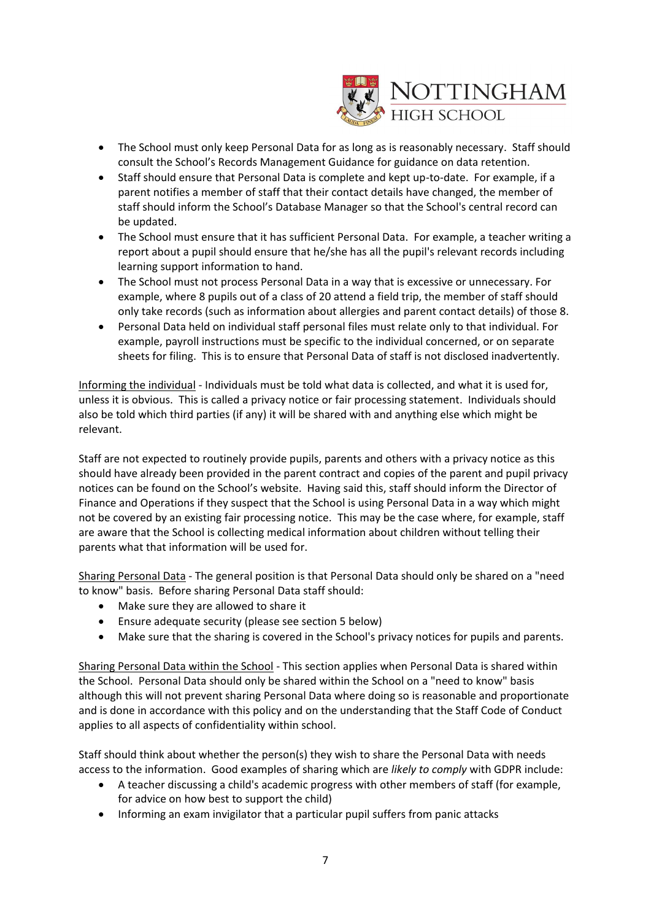- The School must only keep Personal Data for as long as is reasonably necessary. Staff should consult the School's Records Management Guidance for guidance on data retention.
- Staff should ensure that Personal Data is complete and kept up-to-date. For example, if a parent notifies a member of staff that their contact details have changed, the member of staff should inform the School's Database Manager so that the School's central record can be updated.
- The School must ensure that it has sufficient Personal Data. For example, a teacher writing a report about a pupil should ensure that he/she has all the pupil's relevant records including learning support information to hand.
- The School must not process Personal Data in a way that is excessive or unnecessary. For example, where 8 pupils out of a class of 20 attend a field trip, the member of staff should only take records (such as information about allergies and parent contact details) of those 8.
- Personal Data held on individual staff personal files must relate only to that individual. For example, payroll instructions must be specific to the individual concerned, or on separate sheets for filing. This is to ensure that Personal Data of staff is not disclosed inadvertently.

<u>Informing the individual</u> - Individuals must be told what data is collected, and what it is used for, unless it is obvious. This is called a privacy notice or fair processing statement. Individuals should also be told which third parties (if any) it will be shared with and anything else which might be relevant.

Staff are not expected to routinely provide pupils, parents and others with a privacy notice as this should have already been provided in the parent contract and copies of the parent and pupil privacy notices can be found on the School's website. Having said this, staff should inform the Director of Finance and Operations if they suspect that the School is using Personal Data in a way which might not be covered by an existing fair processing notice. This may be the case where, for example, staff are aware that the School is collecting medical information about children without telling their parents what that information will be used for.

<u>Sharing Personal Data</u> - The general position is that Personal Data should only be shared on a "need to know" basis. Before sharing Personal Data staff should:

- Make sure they are allowed to share it
- Ensure adequate security (please see section 5 below)
- Make sure that the sharing is covered in the School's privacy notices for pupils and parents.

<u>Sharing Personal Data within the School</u> - This section applies when Personal Data is shared within the School. Personal Data should only be shared within the School on a "need to know" basis although this will not prevent sharing Personal Data where doing so is reasonable and proportionate and is done in accordance with this policy and on the understanding that the Staff Code of Conduct applies to all aspects of confidentiality within school.

Staff should think about whether the person(s) they wish to share the Personal Data with needs access to the information. Good examples of sharing which are *likely to comply* with GDPR include:

- A teacher discussing a child's academic progress with other members of staff (for example, for advice on how best to support the child)
- Informing an exam invigilator that a particular pupil suffers from panic attacks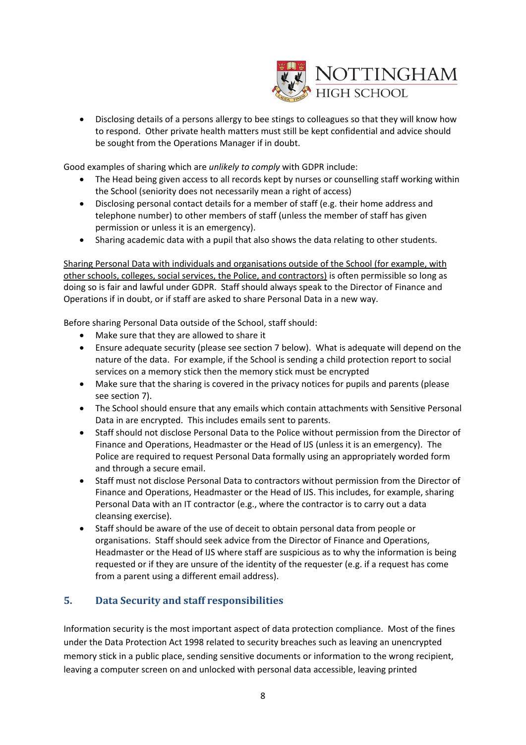- Disclosing details of a persons allergy to bee stings to colleagues so that they will know how to respond. Other private health matters must still be kept confidential and advice should be sought from the Operations Manager if in doubt.

Good examples of sharing which are *unlikely to comply* with GDPR include:

- The Head being given access to all records kept by nurses or counselling staff working within the School (seniority does not necessarily mean a right of access)
- Disclosing personal contact details for a member of staff (e.g. their home address and telephone number) to other members of staff (unless the member of staff has given permission or unless it is an emergency).
- Sharing academic data with a pupil that also shows the data relating to other students.

<u>Sharing Personal Data with individuals and organisations outside of the School (for example, with other schools, colleges, social services, the Police, and contractors)</u> is often permissible so long as doing so is fair and lawful under GDPR. Staff should always speak to the Director of Finance and Operations if in doubt, or if staff are asked to share Personal Data in a new way.

Before sharing Personal Data outside of the School, staff should:

- Make sure that they are allowed to share it
- Ensure adequate security (please see section 7 below). What is adequate will depend on the nature of the data. For example, if the School is sending a child protection report to social services on a memory stick then the memory stick must be encrypted
- Make sure that the sharing is covered in the privacy notices for pupils and parents (please see section 7).
- The School should ensure that any emails which contain attachments with Sensitive Personal Data in are encrypted. This includes emails sent to parents.
- Staff should not disclose Personal Data to the Police without permission from the Director of Finance and Operations, Headmaster or the Head of IJS (unless it is an emergency). The Police are required to request Personal Data formally using an appropriately worded form and through a secure email.
- Staff must not disclose Personal Data to contractors without permission from the Director of Finance and Operations, Headmaster or the Head of IJS. This includes, for example, sharing Personal Data with an IT contractor (e.g., where the contractor is to carry out a data cleansing exercise).
- Staff should be aware of the use of deceit to obtain personal data from people or organisations. Staff should seek advice from the Director of Finance and Operations, Headmaster or the Head of IJS where staff are suspicious as to why the information is being requested or if they are unsure of the identity of the requester (e.g. if a request has come from a parent using a different email address).

## 5. Data Security and staff responsibilities

Information security is the most important aspect of data protection compliance. Most of the fines under the Data Protection Act 1998 related to security breaches such as leaving an unencrypted memory stick in a public place, sending sensitive documents or information to the wrong recipient, leaving a computer screen on and unlocked with personal data accessible, leaving printed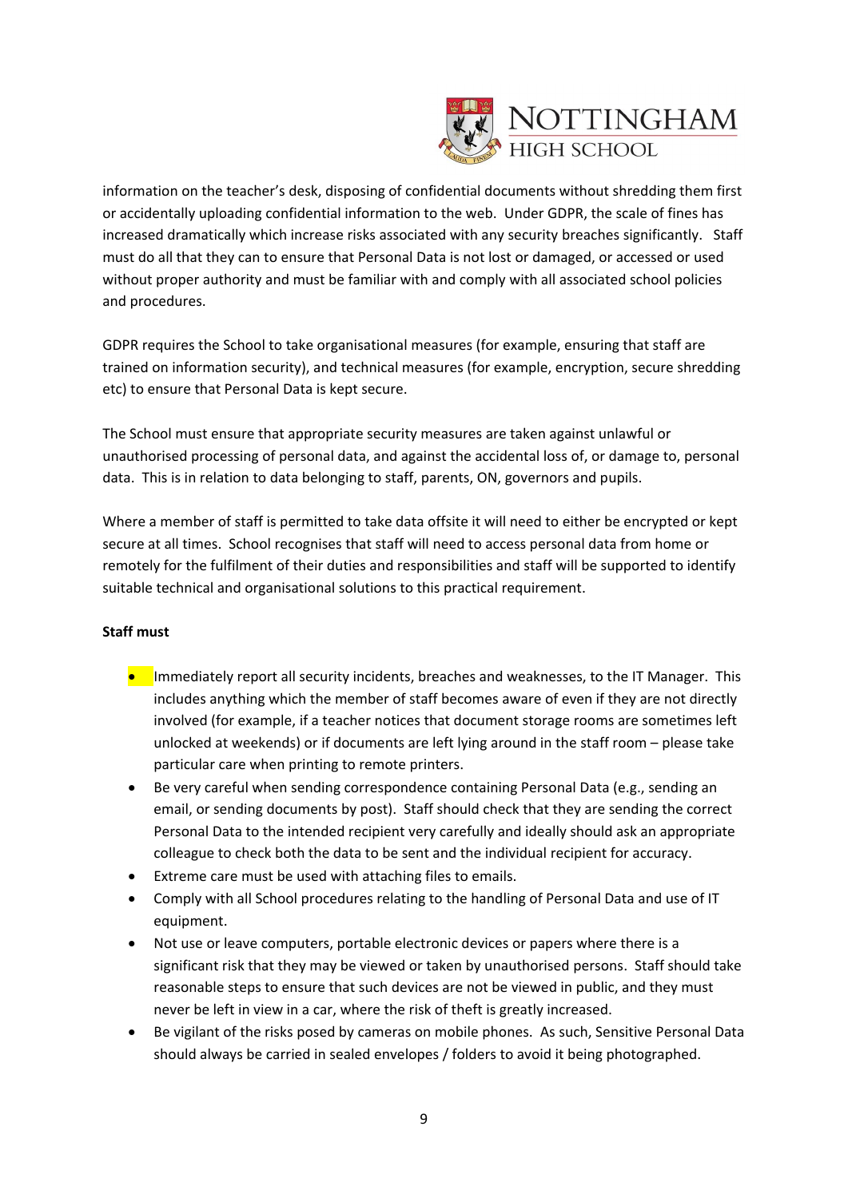information on the teacher's desk, disposing of confidential documents without shredding them first or accidentally uploading confidential information to the web. Under GDPR, the scale of fines has increased dramatically which increase risks associated with any security breaches significantly. Staff must do all that they can to ensure that Personal Data is not lost or damaged, or accessed or used without proper authority and must be familiar with and comply with all associated school policies and procedures.

GDPR requires the School to take organisational measures (for example, ensuring that staff are trained on information security), and technical measures (for example, encryption, secure shredding etc) to ensure that Personal Data is kept secure.

The School must ensure that appropriate security measures are taken against unlawful or unauthorised processing of personal data, and against the accidental loss of, or damage to, personal data. This is in relation to data belonging to staff, parents, ON, governors and pupils.

Where a member of staff is permitted to take data offsite it will need to either be encrypted or kept secure at all times. School recognises that staff will need to access personal data from home or remotely for the fulfilment of their duties and responsibilities and staff will be supported to identify suitable technical and organisational solutions to this practical requirement.

**Staff must**

- Immediately report all security incidents, breaches and weaknesses, to the IT Manager. This includes anything which the member of staff becomes aware of even if they are not directly involved (for example, if a teacher notices that document storage rooms are sometimes left unlocked at weekends) or if documents are left lying around in the staff room – please take particular care when printing to remote printers.
- Be very careful when sending correspondence containing Personal Data (e.g., sending an email, or sending documents by post). Staff should check that they are sending the correct Personal Data to the intended recipient very carefully and ideally should ask an appropriate colleague to check both the data to be sent and the individual recipient for accuracy.
- Extreme care must be used with attaching files to emails.
- Comply with all School procedures relating to the handling of Personal Data and use of IT equipment.
- Not use or leave computers, portable electronic devices or papers where there is a significant risk that they may be viewed or taken by unauthorised persons. Staff should take reasonable steps to ensure that such devices are not be viewed in public, and they must never be left in view in a car, where the risk of theft is greatly increased.
- Be vigilant of the risks posed by cameras on mobile phones. As such, Sensitive Personal Data should always be carried in sealed envelopes / folders to avoid it being photographed.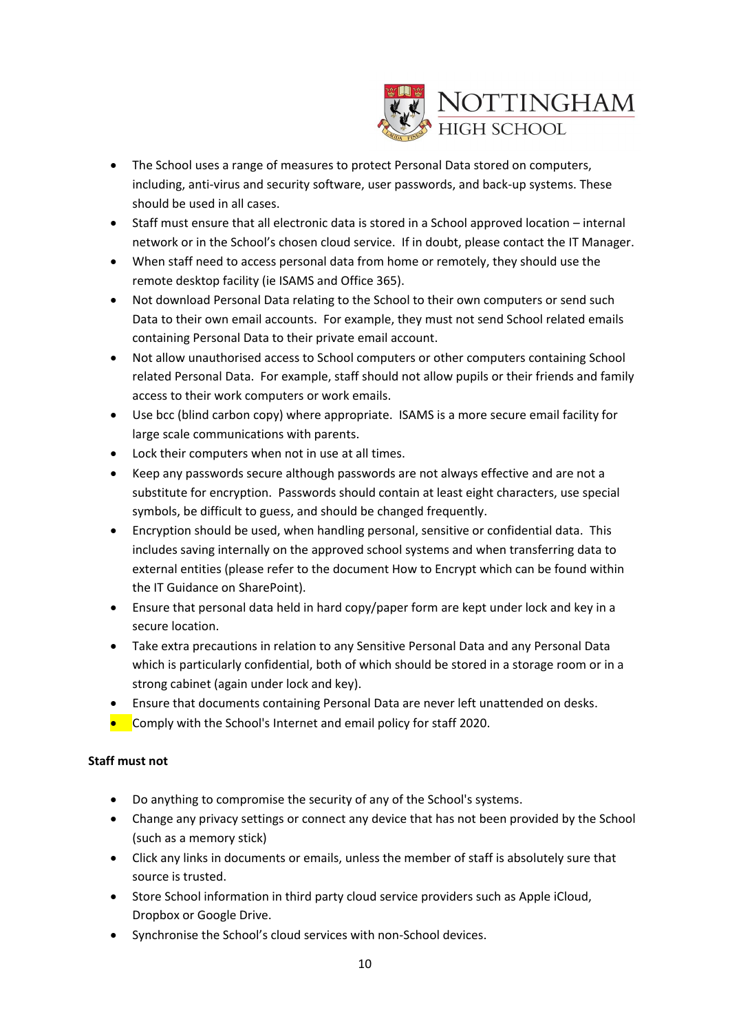- The School uses a range of measures to protect Personal Data stored on computers, including, anti-virus and security software, user passwords, and back-up systems. These should be used in all cases.
- Staff must ensure that all electronic data is stored in a School approved location – internal network or in the School's chosen cloud service. If in doubt, please contact the IT Manager.
- When staff need to access personal data from home or remotely, they should use the remote desktop facility (ie ISAMS and Office 365).
- Not download Personal Data relating to the School to their own computers or send such Data to their own email accounts. For example, they must not send School related emails containing Personal Data to their private email account.
- Not allow unauthorised access to School computers or other computers containing School related Personal Data. For example, staff should not allow pupils or their friends and family access to their work computers or work emails.
- Use bcc (blind carbon copy) where appropriate. ISAMS is a more secure email facility for large scale communications with parents.
- Lock their computers when not in use at all times.
- Keep any passwords secure although passwords are not always effective and are not a substitute for encryption. Passwords should contain at least eight characters, use special symbols, be difficult to guess, and should be changed frequently.
- Encryption should be used, when handling personal, sensitive or confidential data. This includes saving internally on the approved school systems and when transferring data to external entities (please refer to the document How to Encrypt which can be found within the IT Guidance on SharePoint).
- Ensure that personal data held in hard copy/paper form are kept under lock and key in a secure location.
- Take extra precautions in relation to any Sensitive Personal Data and any Personal Data which is particularly confidential, both of which should be stored in a storage room or in a strong cabinet (again under lock and key).
- Ensure that documents containing Personal Data are never left unattended on desks.
- Comply with the School's Internet and email policy for staff 2020.

**Staff must not**

- Do anything to compromise the security of any of the School's systems.
- Change any privacy settings or connect any device that has not been provided by the School (such as a memory stick)
- Click any links in documents or emails, unless the member of staff is absolutely sure that source is trusted.
- Store School information in third party cloud service providers such as Apple iCloud, Dropbox or Google Drive.
- Synchronise the School's cloud services with non-School devices.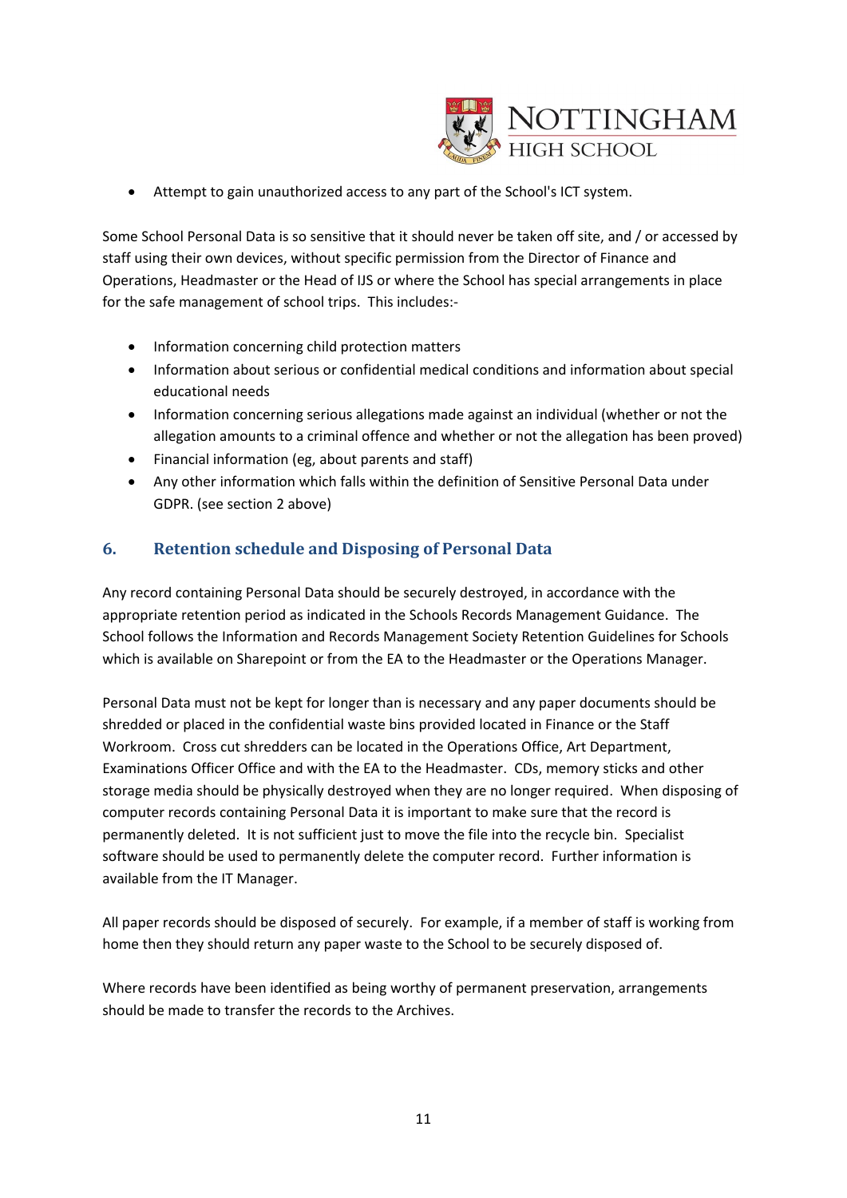- Attempt to gain unauthorized access to any part of the School's ICT system.

Some School Personal Data is so sensitive that it should never be taken off site, and / or accessed by staff using their own devices, without specific permission from the Director of Finance and Operations, Headmaster or the Head of IJS or where the School has special arrangements in place for the safe management of school trips. This includes:-

- Information concerning child protection matters
- Information about serious or confidential medical conditions and information about special educational needs
- Information concerning serious allegations made against an individual (whether or not the allegation amounts to a criminal offence and whether or not the allegation has been proved)
- Financial information (eg, about parents and staff)
- Any other information which falls within the definition of Sensitive Personal Data under GDPR. (see section 2 above)

## 6. Retention schedule and Disposing of Personal Data

Any record containing Personal Data should be securely destroyed, in accordance with the appropriate retention period as indicated in the Schools Records Management Guidance. The School follows the Information and Records Management Society Retention Guidelines for Schools which is available on Sharepoint or from the EA to the Headmaster or the Operations Manager.

Personal Data must not be kept for longer than is necessary and any paper documents should be shredded or placed in the confidential waste bins provided located in Finance or the Staff Workroom. Cross cut shredders can be located in the Operations Office, Art Department, Examinations Officer Office and with the EA to the Headmaster. CDs, memory sticks and other storage media should be physically destroyed when they are no longer required. When disposing of computer records containing Personal Data it is important to make sure that the record is permanently deleted. It is not sufficient just to move the file into the recycle bin. Specialist software should be used to permanently delete the computer record. Further information is available from the IT Manager.

All paper records should be disposed of securely. For example, if a member of staff is working from home then they should return any paper waste to the School to be securely disposed of.

Where records have been identified as being worthy of permanent preservation, arrangements should be made to transfer the records to the Archives.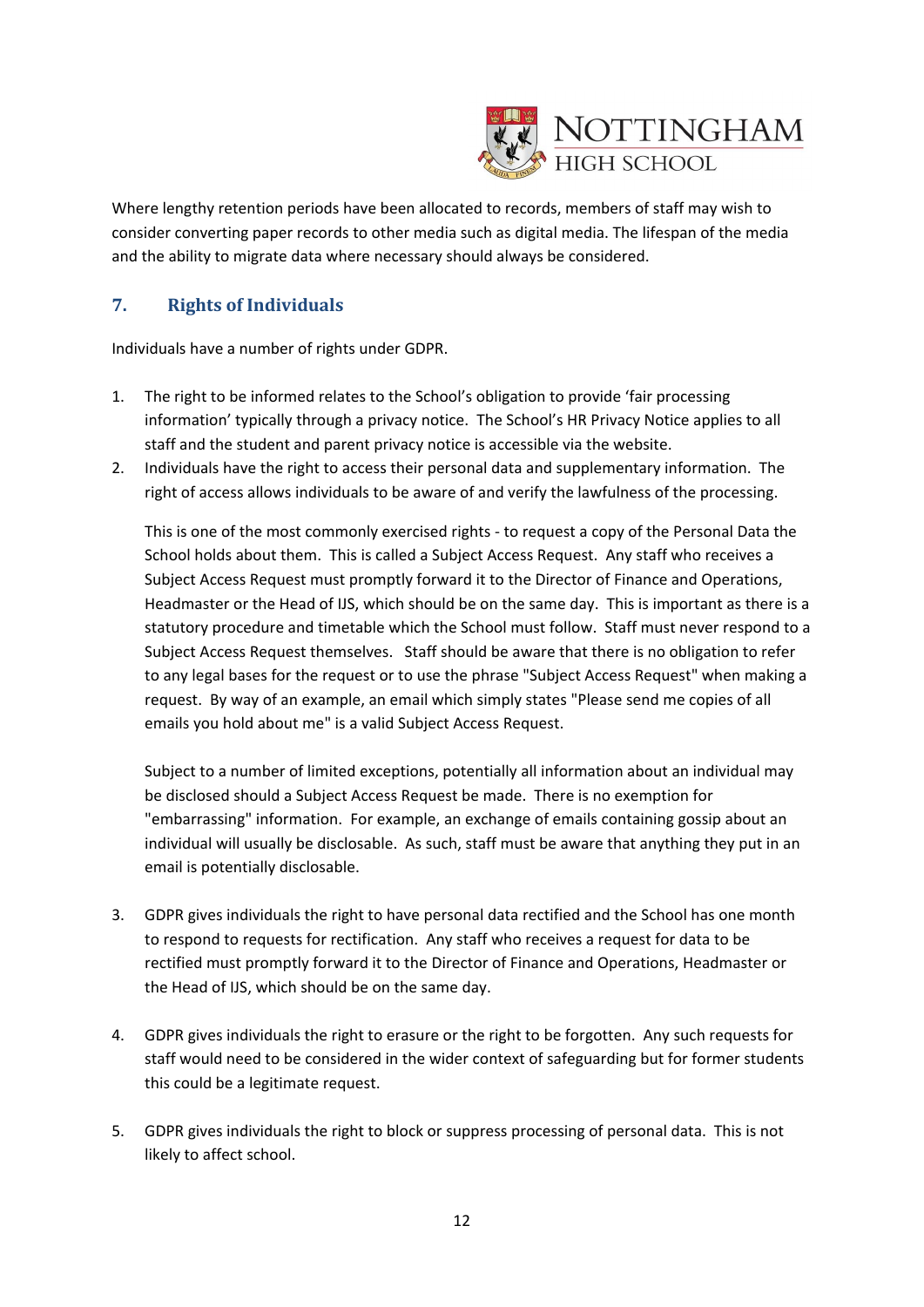Where lengthy retention periods have been allocated to records, members of staff may wish to consider converting paper records to other media such as digital media. The lifespan of the media and the ability to migrate data where necessary should always be considered.

## 7. Rights of Individuals

Individuals have a number of rights under GDPR.

1. The right to be informed relates to the School's obligation to provide 'fair processing information' typically through a privacy notice. The School's HR Privacy Notice applies to all staff and the student and parent privacy notice is accessible via the website.
2. Individuals have the right to access their personal data and supplementary information. The right of access allows individuals to be aware of and verify the lawfulness of the processing.

   This is one of the most commonly exercised rights - to request a copy of the Personal Data the School holds about them. This is called a Subject Access Request. Any staff who receives a Subject Access Request must promptly forward it to the Director of Finance and Operations, Headmaster or the Head of IJS, which should be on the same day. This is important as there is a statutory procedure and timetable which the School must follow. Staff must never respond to a Subject Access Request themselves. Staff should be aware that there is no obligation to refer to any legal bases for the request or to use the phrase "Subject Access Request" when making a request. By way of an example, an email which simply states "Please send me copies of all emails you hold about me" is a valid Subject Access Request.

   Subject to a number of limited exceptions, potentially all information about an individual may be disclosed should a Subject Access Request be made. There is no exemption for "embarrassing" information. For example, an exchange of emails containing gossip about an individual will usually be disclosable. As such, staff must be aware that anything they put in an email is potentially disclosable.

3. GDPR gives individuals the right to have personal data rectified and the School has one month to respond to requests for rectification. Any staff who receives a request for data to be rectified must promptly forward it to the Director of Finance and Operations, Headmaster or the Head of IJS, which should be on the same day.

4. GDPR gives individuals the right to erasure or the right to be forgotten. Any such requests for staff would need to be considered in the wider context of safeguarding but for former students this could be a legitimate request.

5. GDPR gives individuals the right to block or suppress processing of personal data. This is not likely to affect school.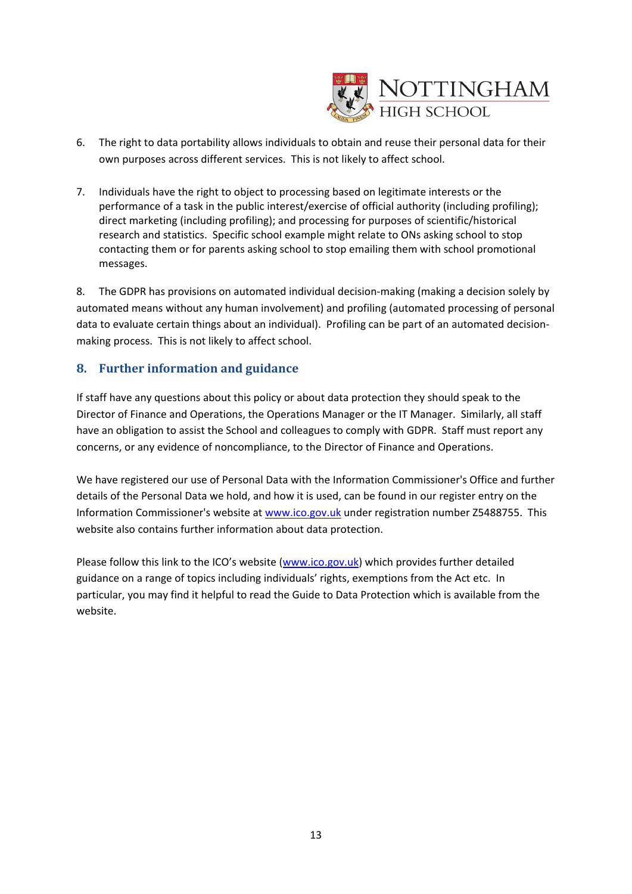6. The right to data portability allows individuals to obtain and reuse their personal data for their own purposes across different services. This is not likely to affect school.

7. Individuals have the right to object to processing based on legitimate interests or the performance of a task in the public interest/exercise of official authority (including profiling); direct marketing (including profiling); and processing for purposes of scientific/historical research and statistics. Specific school example might relate to ONs asking school to stop contacting them or for parents asking school to stop emailing them with school promotional messages.

8. The GDPR has provisions on automated individual decision-making (making a decision solely by automated means without any human involvement) and profiling (automated processing of personal data to evaluate certain things about an individual). Profiling can be part of an automated decision-making process. This is not likely to affect school.

## 8. Further information and guidance

If staff have any questions about this policy or about data protection they should speak to the Director of Finance and Operations, the Operations Manager or the IT Manager. Similarly, all staff have an obligation to assist the School and colleagues to comply with GDPR. Staff must report any concerns, or any evidence of noncompliance, to the Director of Finance and Operations.

We have registered our use of Personal Data with the Information Commissioner's Office and further details of the Personal Data we hold, and how it is used, can be found in our register entry on the Information Commissioner's website at www.ico.gov.uk under registration number Z5488755. This website also contains further information about data protection.

Please follow this link to the ICO's website (www.ico.gov.uk) which provides further detailed guidance on a range of topics including individuals' rights, exemptions from the Act etc. In particular, you may find it helpful to read the Guide to Data Protection which is available from the website.